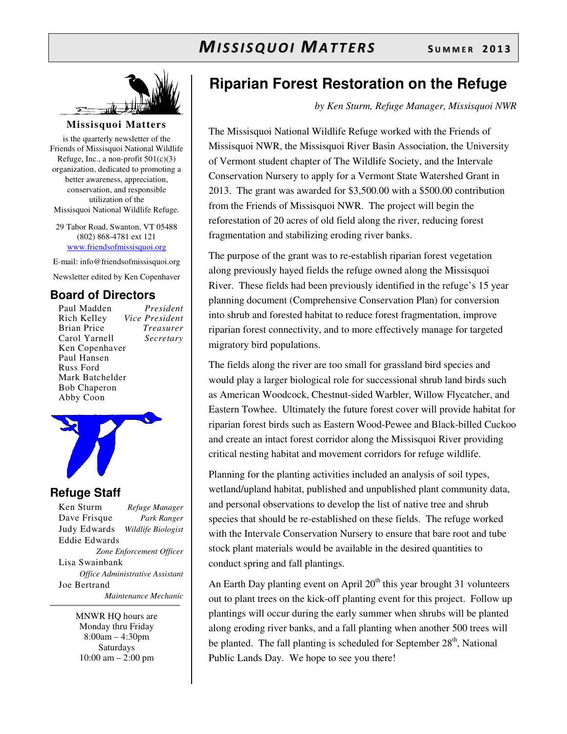# MISSISQUOI MATTERS

**SUMMER 2013**

**Missisquoi Matters**

is the quarterly newsletter of the Friends of Missisquoi National Wildlife Refuge, Inc., a non-profit 501(c)(3) organization, dedicated to promoting a better awareness, appreciation, conservation, and responsible utilization of the Missisquoi National Wildlife Refuge.

29 Tabor Road, Swanton, VT 05488
(802) 868-4781 ext 121
www.friendsofmissisquoi.org

E-mail: info@friendsofmissisquoi.org

Newsletter edited by Ken Copenhaver

## Board of Directors

| Name | Position |
|---|---|
| Paul Madden | *President* |
| Rich Kelley | *Vice President* |
| Brian Price | *Treasurer* |
| Carol Yarnell | *Secretary* |
| Ken Copenhaver | |
| Paul Hansen | |
| Russ Ford | |
| Mark Batchelder | |
| Bob Chaperon | |
| Abby Coon | |

## Refuge Staff

| Name | Position |
|---|---|
| Ken Sturm | *Refuge Manager* |
| Dave Frisque | *Park Ranger* |
| Judy Edwards | *Wildlife Biologist* |
| Eddie Edwards | *Zone Enforcement Officer* |
| Lisa Swainbank | *Office Administrative Assistant* |
| Joe Bertrand | *Maintenance Mechanic* |

MNWR HQ hours are
Monday thru Friday
8:00am – 4:30pm
Saturdays
10:00 am – 2:00 pm

# Riparian Forest Restoration on the Refuge

*by Ken Sturm, Refuge Manager, Missisquoi NWR*

The Missisquoi National Wildlife Refuge worked with the Friends of Missisquoi NWR, the Missisquoi River Basin Association, the University of Vermont student chapter of The Wildlife Society, and the Intervale Conservation Nursery to apply for a Vermont State Watershed Grant in 2013. The grant was awarded for $3,500.00 with a $500.00 contribution from the Friends of Missisquoi NWR. The project will begin the reforestation of 20 acres of old field along the river, reducing forest fragmentation and stabilizing eroding river banks.

The purpose of the grant was to re-establish riparian forest vegetation along previously hayed fields the refuge owned along the Missisquoi River. These fields had been previously identified in the refuge's 15 year planning document (Comprehensive Conservation Plan) for conversion into shrub and forested habitat to reduce forest fragmentation, improve riparian forest connectivity, and to more effectively manage for targeted migratory bird populations.

The fields along the river are too small for grassland bird species and would play a larger biological role for successional shrub land birds such as American Woodcock, Chestnut-sided Warbler, Willow Flycatcher, and Eastern Towhee. Ultimately the future forest cover will provide habitat for riparian forest birds such as Eastern Wood-Pewee and Black-billed Cuckoo and create an intact forest corridor along the Missisquoi River providing critical nesting habitat and movement corridors for refuge wildlife.

Planning for the planting activities included an analysis of soil types, wetland/upland habitat, published and unpublished plant community data, and personal observations to develop the list of native tree and shrub species that should be re-established on these fields. The refuge worked with the Intervale Conservation Nursery to ensure that bare root and tube stock plant materials would be available in the desired quantities to conduct spring and fall plantings.

An Earth Day planting event on April 20th this year brought 31 volunteers out to plant trees on the kick-off planting event for this project. Follow up plantings will occur during the early summer when shrubs will be planted along eroding river banks, and a fall planting when another 500 trees will be planted. The fall planting is scheduled for September 28th, National Public Lands Day. We hope to see you there!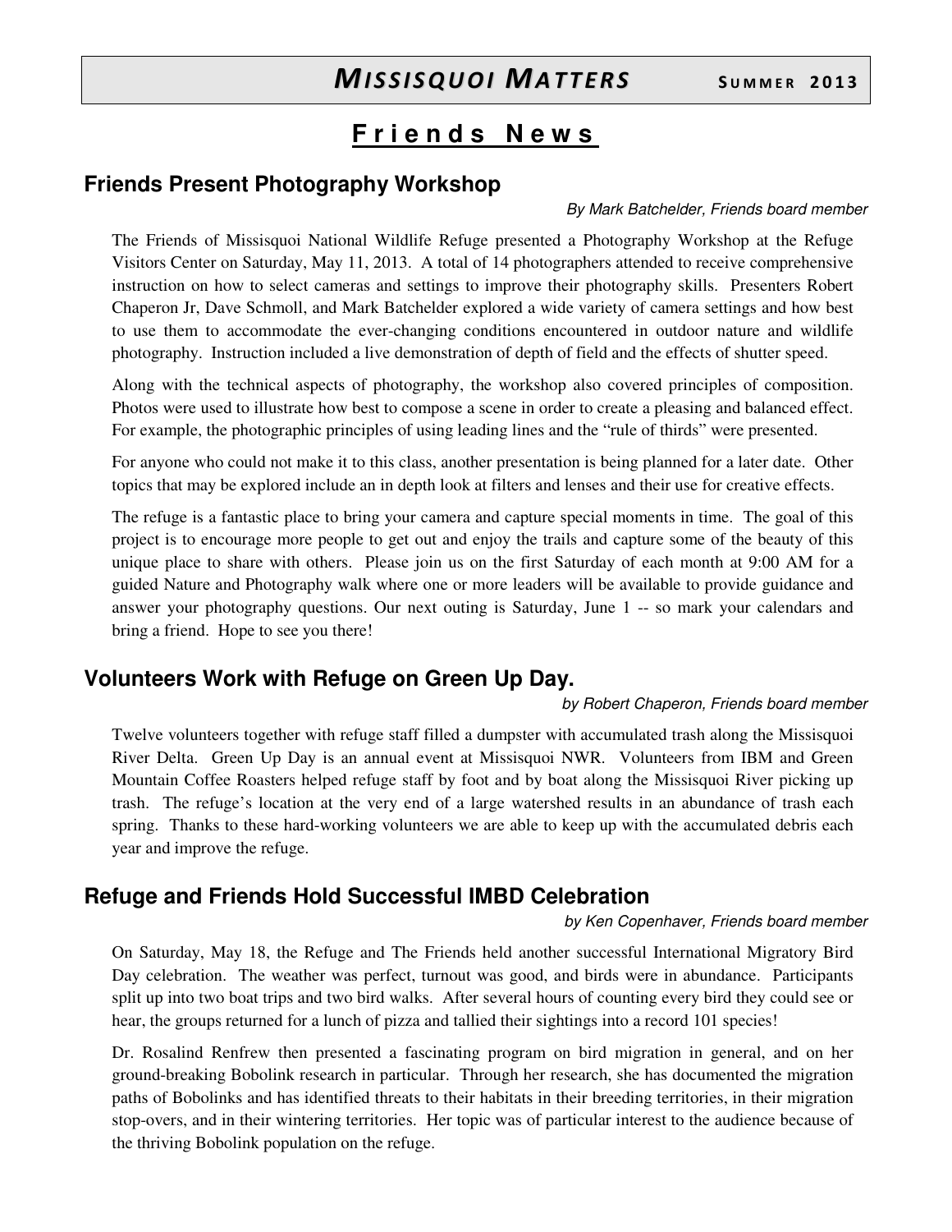# Friends News

## Friends Present Photography Workshop

*By Mark Batchelder, Friends board member*

The Friends of Missisquoi National Wildlife Refuge presented a Photography Workshop at the Refuge Visitors Center on Saturday, May 11, 2013. A total of 14 photographers attended to receive comprehensive instruction on how to select cameras and settings to improve their photography skills. Presenters Robert Chaperon Jr, Dave Schmoll, and Mark Batchelder explored a wide variety of camera settings and how best to use them to accommodate the ever-changing conditions encountered in outdoor nature and wildlife photography. Instruction included a live demonstration of depth of field and the effects of shutter speed.

Along with the technical aspects of photography, the workshop also covered principles of composition. Photos were used to illustrate how best to compose a scene in order to create a pleasing and balanced effect. For example, the photographic principles of using leading lines and the "rule of thirds" were presented.

For anyone who could not make it to this class, another presentation is being planned for a later date. Other topics that may be explored include an in depth look at filters and lenses and their use for creative effects.

The refuge is a fantastic place to bring your camera and capture special moments in time. The goal of this project is to encourage more people to get out and enjoy the trails and capture some of the beauty of this unique place to share with others. Please join us on the first Saturday of each month at 9:00 AM for a guided Nature and Photography walk where one or more leaders will be available to provide guidance and answer your photography questions. Our next outing is Saturday, June 1 -- so mark your calendars and bring a friend. Hope to see you there!

## Volunteers Work with Refuge on Green Up Day.

*by Robert Chaperon, Friends board member*

Twelve volunteers together with refuge staff filled a dumpster with accumulated trash along the Missisquoi River Delta. Green Up Day is an annual event at Missisquoi NWR. Volunteers from IBM and Green Mountain Coffee Roasters helped refuge staff by foot and by boat along the Missisquoi River picking up trash. The refuge's location at the very end of a large watershed results in an abundance of trash each spring. Thanks to these hard-working volunteers we are able to keep up with the accumulated debris each year and improve the refuge.

## Refuge and Friends Hold Successful IMBD Celebration

*by Ken Copenhaver, Friends board member*

On Saturday, May 18, the Refuge and The Friends held another successful International Migratory Bird Day celebration. The weather was perfect, turnout was good, and birds were in abundance. Participants split up into two boat trips and two bird walks. After several hours of counting every bird they could see or hear, the groups returned for a lunch of pizza and tallied their sightings into a record 101 species!

Dr. Rosalind Renfrew then presented a fascinating program on bird migration in general, and on her ground-breaking Bobolink research in particular. Through her research, she has documented the migration paths of Bobolinks and has identified threats to their habitats in their breeding territories, in their migration stop-overs, and in their wintering territories. Her topic was of particular interest to the audience because of the thriving Bobolink population on the refuge.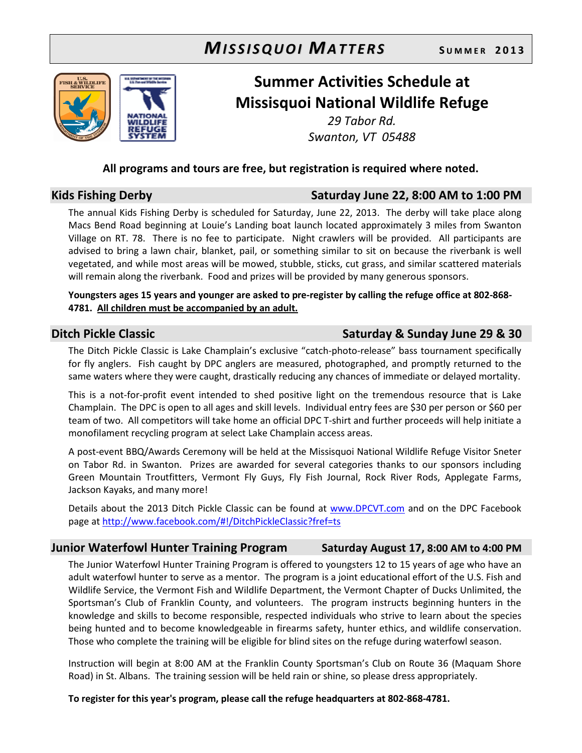# MISSISQUOI MATTERS — SUMMER 2013

## Summer Activities Schedule at Missisquoi National Wildlife Refuge

*29 Tabor Rd.*
*Swanton, VT 05488*

**All programs and tours are free, but registration is required where noted.**

### Kids Fishing Derby — Saturday June 22, 8:00 AM to 1:00 PM

The annual Kids Fishing Derby is scheduled for Saturday, June 22, 2013. The derby will take place along Macs Bend Road beginning at Louie's Landing boat launch located approximately 3 miles from Swanton Village on RT. 78. There is no fee to participate. Night crawlers will be provided. All participants are advised to bring a lawn chair, blanket, pail, or something similar to sit on because the riverbank is well vegetated, and while most areas will be mowed, stubble, sticks, cut grass, and similar scattered materials will remain along the riverbank. Food and prizes will be provided by many generous sponsors.

**Youngsters ages 15 years and younger are asked to pre-register by calling the refuge office at 802-868-4781. <u>All children must be accompanied by an adult.</u>**

### Ditch Pickle Classic — Saturday & Sunday June 29 & 30

The Ditch Pickle Classic is Lake Champlain's exclusive "catch-photo-release" bass tournament specifically for fly anglers. Fish caught by DPC anglers are measured, photographed, and promptly returned to the same waters where they were caught, drastically reducing any chances of immediate or delayed mortality.

This is a not-for-profit event intended to shed positive light on the tremendous resource that is Lake Champlain. The DPC is open to all ages and skill levels. Individual entry fees are $30 per person or $60 per team of two. All competitors will take home an official DPC T-shirt and further proceeds will help initiate a monofilament recycling program at select Lake Champlain access areas.

A post-event BBQ/Awards Ceremony will be held at the Missisquoi National Wildlife Refuge Visitor Sneter on Tabor Rd. in Swanton. Prizes are awarded for several categories thanks to our sponsors including Green Mountain Troutfitters, Vermont Fly Guys, Fly Fish Journal, Rock River Rods, Applegate Farms, Jackson Kayaks, and many more!

Details about the 2013 Ditch Pickle Classic can be found at www.DPCVT.com and on the DPC Facebook page at http://www.facebook.com/#!/DitchPickleClassic?fref=ts

### Junior Waterfowl Hunter Training Program — Saturday August 17, 8:00 AM to 4:00 PM

The Junior Waterfowl Hunter Training Program is offered to youngsters 12 to 15 years of age who have an adult waterfowl hunter to serve as a mentor. The program is a joint educational effort of the U.S. Fish and Wildlife Service, the Vermont Fish and Wildlife Department, the Vermont Chapter of Ducks Unlimited, the Sportsman's Club of Franklin County, and volunteers. The program instructs beginning hunters in the knowledge and skills to become responsible, respected individuals who strive to learn about the species being hunted and to become knowledgeable in firearms safety, hunter ethics, and wildlife conservation. Those who complete the training will be eligible for blind sites on the refuge during waterfowl season.

Instruction will begin at 8:00 AM at the Franklin County Sportsman's Club on Route 36 (Maquam Shore Road) in St. Albans. The training session will be held rain or shine, so please dress appropriately.

**To register for this year's program, please call the refuge headquarters at 802-868-4781.**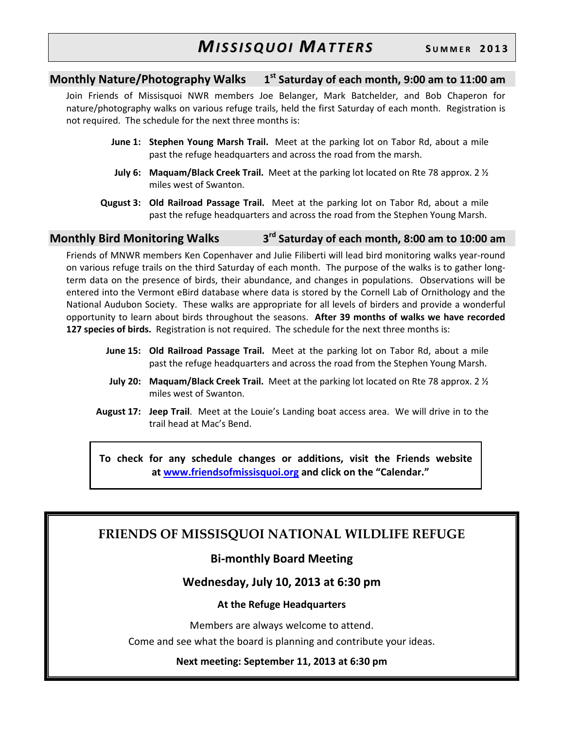## Monthly Nature/Photography Walks — 1st Saturday of each month, 9:00 am to 11:00 am

Join Friends of Missisquoi NWR members Joe Belanger, Mark Batchelder, and Bob Chaperon for nature/photography walks on various refuge trails, held the first Saturday of each month. Registration is not required. The schedule for the next three months is:

**June 1:** **Stephen Young Marsh Trail.** Meet at the parking lot on Tabor Rd, about a mile past the refuge headquarters and across the road from the marsh.

**July 6:** **Maquam/Black Creek Trail.** Meet at the parking lot located on Rte 78 approx. 2 ½ miles west of Swanton.

**Qugust 3:** **Old Railroad Passage Trail.** Meet at the parking lot on Tabor Rd, about a mile past the refuge headquarters and across the road from the Stephen Young Marsh.

## Monthly Bird Monitoring Walks — 3rd Saturday of each month, 8:00 am to 10:00 am

Friends of MNWR members Ken Copenhaver and Julie Filiberti will lead bird monitoring walks year-round on various refuge trails on the third Saturday of each month. The purpose of the walks is to gather long-term data on the presence of birds, their abundance, and changes in populations. Observations will be entered into the Vermont eBird database where data is stored by the Cornell Lab of Ornithology and the National Audubon Society. These walks are appropriate for all levels of birders and provide a wonderful opportunity to learn about birds throughout the seasons. **After 39 months of walks we have recorded 127 species of birds.** Registration is not required. The schedule for the next three months is:

**June 15:** **Old Railroad Passage Trail.** Meet at the parking lot on Tabor Rd, about a mile past the refuge headquarters and across the road from the Stephen Young Marsh.

**July 20:** **Maquam/Black Creek Trail.** Meet at the parking lot located on Rte 78 approx. 2 ½ miles west of Swanton.

**August 17:** **Jeep Trail**. Meet at the Louie's Landing boat access area. We will drive in to the trail head at Mac's Bend.

**To check for any schedule changes or additions, visit the Friends website at www.friendsofmissisquoi.org and click on the "Calendar."**

## FRIENDS OF MISSISQUOI NATIONAL WILDLIFE REFUGE

### Bi-monthly Board Meeting

### Wednesday, July 10, 2013 at 6:30 pm

**At the Refuge Headquarters**

Members are always welcome to attend.

Come and see what the board is planning and contribute your ideas.

**Next meeting: September 11, 2013 at 6:30 pm**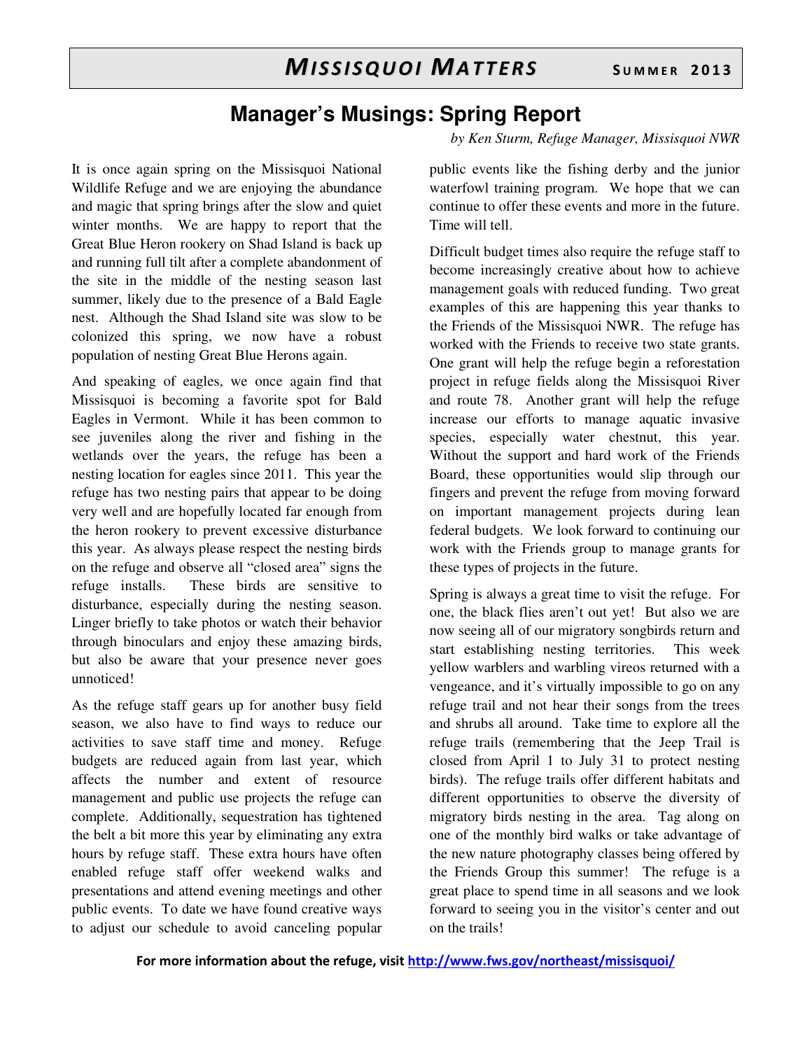# Manager's Musings: Spring Report

*by Ken Sturm, Refuge Manager, Missisquoi NWR*

It is once again spring on the Missisquoi National Wildlife Refuge and we are enjoying the abundance and magic that spring brings after the slow and quiet winter months. We are happy to report that the Great Blue Heron rookery on Shad Island is back up and running full tilt after a complete abandonment of the site in the middle of the nesting season last summer, likely due to the presence of a Bald Eagle nest. Although the Shad Island site was slow to be colonized this spring, we now have a robust population of nesting Great Blue Herons again.

And speaking of eagles, we once again find that Missisquoi is becoming a favorite spot for Bald Eagles in Vermont. While it has been common to see juveniles along the river and fishing in the wetlands over the years, the refuge has been a nesting location for eagles since 2011. This year the refuge has two nesting pairs that appear to be doing very well and are hopefully located far enough from the heron rookery to prevent excessive disturbance this year. As always please respect the nesting birds on the refuge and observe all "closed area" signs the refuge installs. These birds are sensitive to disturbance, especially during the nesting season. Linger briefly to take photos or watch their behavior through binoculars and enjoy these amazing birds, but also be aware that your presence never goes unnoticed!

As the refuge staff gears up for another busy field season, we also have to find ways to reduce our activities to save staff time and money. Refuge budgets are reduced again from last year, which affects the number and extent of resource management and public use projects the refuge can complete. Additionally, sequestration has tightened the belt a bit more this year by eliminating any extra hours by refuge staff. These extra hours have often enabled refuge staff offer weekend walks and presentations and attend evening meetings and other public events. To date we have found creative ways to adjust our schedule to avoid canceling popular public events like the fishing derby and the junior waterfowl training program. We hope that we can continue to offer these events and more in the future. Time will tell.

Difficult budget times also require the refuge staff to become increasingly creative about how to achieve management goals with reduced funding. Two great examples of this are happening this year thanks to the Friends of the Missisquoi NWR. The refuge has worked with the Friends to receive two state grants. One grant will help the refuge begin a reforestation project in refuge fields along the Missisquoi River and route 78. Another grant will help the refuge increase our efforts to manage aquatic invasive species, especially water chestnut, this year. Without the support and hard work of the Friends Board, these opportunities would slip through our fingers and prevent the refuge from moving forward on important management projects during lean federal budgets. We look forward to continuing our work with the Friends group to manage grants for these types of projects in the future.

Spring is always a great time to visit the refuge. For one, the black flies aren't out yet! But also we are now seeing all of our migratory songbirds return and start establishing nesting territories. This week yellow warblers and warbling vireos returned with a vengeance, and it's virtually impossible to go on any refuge trail and not hear their songs from the trees and shrubs all around. Take time to explore all the refuge trails (remembering that the Jeep Trail is closed from April 1 to July 31 to protect nesting birds). The refuge trails offer different habitats and different opportunities to observe the diversity of migratory birds nesting in the area. Tag along on one of the monthly bird walks or take advantage of the new nature photography classes being offered by the Friends Group this summer! The refuge is a great place to spend time in all seasons and we look forward to seeing you in the visitor's center and out on the trails!

**For more information about the refuge, visit http://www.fws.gov/northeast/missisquoi/**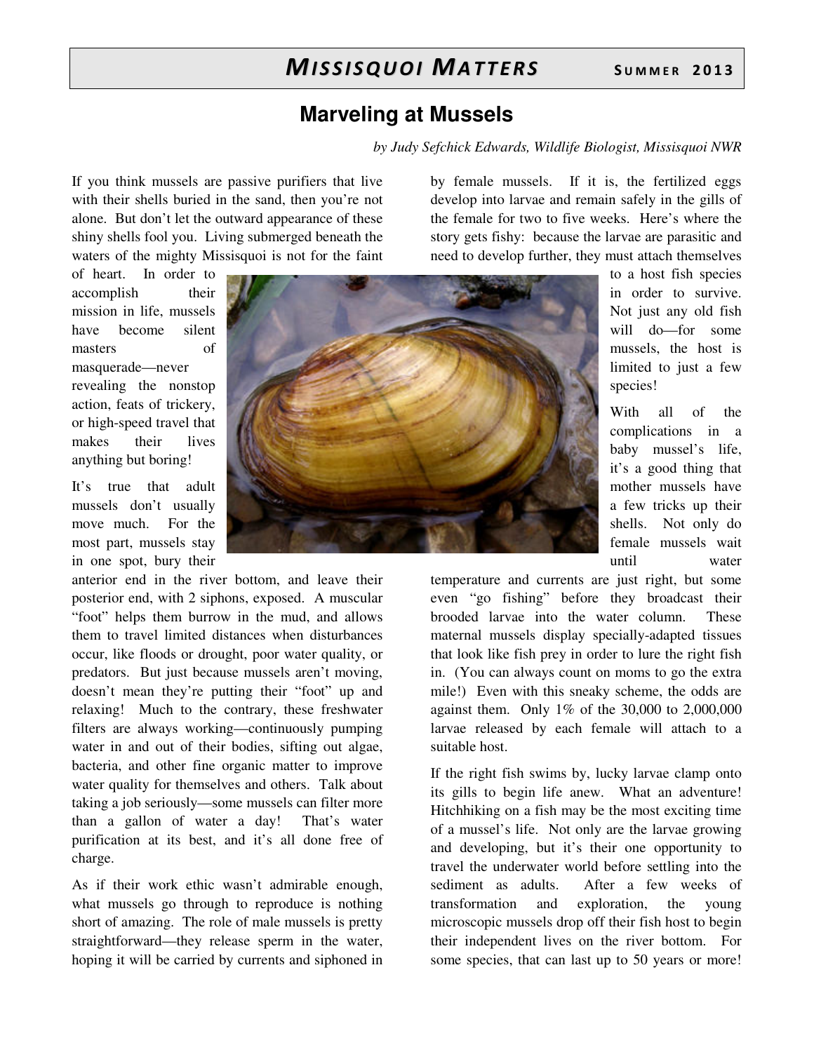# Marveling at Mussels

*by Judy Sefchick Edwards, Wildlife Biologist, Missisquoi NWR*

If you think mussels are passive purifiers that live with their shells buried in the sand, then you're not alone. But don't let the outward appearance of these shiny shells fool you. Living submerged beneath the waters of the mighty Missisquoi is not for the faint of heart. In order to accomplish their mission in life, mussels have become silent masters of masquerade—never revealing the nonstop action, feats of trickery, or high-speed travel that makes their lives anything but boring!

It's true that adult mussels don't usually move much. For the most part, mussels stay in one spot, bury their anterior end in the river bottom, and leave their posterior end, with 2 siphons, exposed. A muscular "foot" helps them burrow in the mud, and allows them to travel limited distances when disturbances occur, like floods or drought, poor water quality, or predators. But just because mussels aren't moving, doesn't mean they're putting their "foot" up and relaxing! Much to the contrary, these freshwater filters are always working—continuously pumping water in and out of their bodies, sifting out algae, bacteria, and other fine organic matter to improve water quality for themselves and others. Talk about taking a job seriously—some mussels can filter more than a gallon of water a day! That's water purification at its best, and it's all done free of charge.

As if their work ethic wasn't admirable enough, what mussels go through to reproduce is nothing short of amazing. The role of male mussels is pretty straightforward—they release sperm in the water, hoping it will be carried by currents and siphoned in by female mussels. If it is, the fertilized eggs develop into larvae and remain safely in the gills of the female for two to five weeks. Here's where the story gets fishy: because the larvae are parasitic and need to develop further, they must attach themselves to a host fish species in order to survive. Not just any old fish will do—for some mussels, the host is limited to just a few species!

With all of the complications in a baby mussel's life, it's a good thing that mother mussels have a few tricks up their shells. Not only do female mussels wait until water temperature and currents are just right, but some even "go fishing" before they broadcast their brooded larvae into the water column. These maternal mussels display specially-adapted tissues that look like fish prey in order to lure the right fish in. (You can always count on moms to go the extra mile!) Even with this sneaky scheme, the odds are against them. Only 1% of the 30,000 to 2,000,000 larvae released by each female will attach to a suitable host.

If the right fish swims by, lucky larvae clamp onto its gills to begin life anew. What an adventure! Hitchhiking on a fish may be the most exciting time of a mussel's life. Not only are the larvae growing and developing, but it's their one opportunity to travel the underwater world before settling into the sediment as adults. After a few weeks of transformation and exploration, the young microscopic mussels drop off their fish host to begin their independent lives on the river bottom. For some species, that can last up to 50 years or more!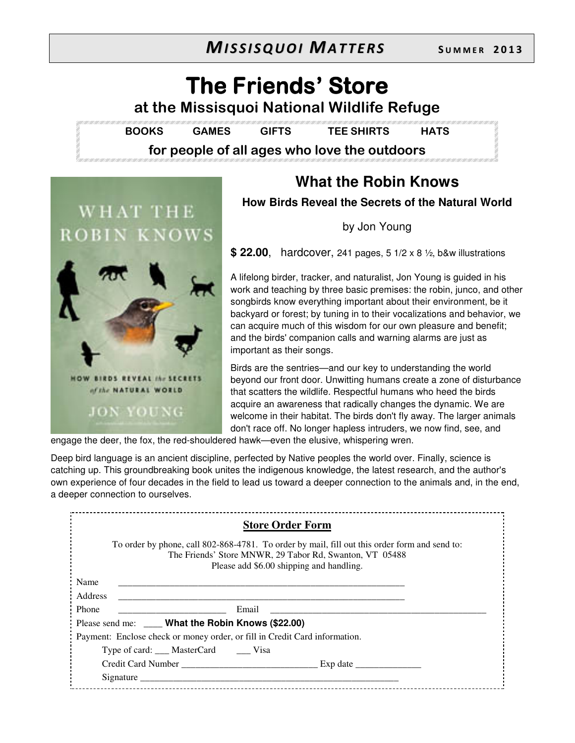# The Friends' Store

## at the Missisquoi National Wildlife Refuge

**BOOKS GAMES GIFTS TEE SHIRTS HATS**

**for people of all ages who love the outdoors**

## What the Robin Knows

### How Birds Reveal the Secrets of the Natural World

by Jon Young

**$ 22.00**, hardcover, 241 pages, 5 1/2 x 8 ½, b&w illustrations

A lifelong birder, tracker, and naturalist, Jon Young is guided in his work and teaching by three basic premises: the robin, junco, and other songbirds know everything important about their environment, be it backyard or forest; by tuning in to their vocalizations and behavior, we can acquire much of this wisdom for our own pleasure and benefit; and the birds' companion calls and warning alarms are just as important as their songs.

Birds are the sentries—and our key to understanding the world beyond our front door. Unwitting humans create a zone of disturbance that scatters the wildlife. Respectful humans who heed the birds acquire an awareness that radically changes the dynamic. We are welcome in their habitat. The birds don't fly away. The larger animals don't race off. No longer hapless intruders, we now find, see, and engage the deer, the fox, the red-shouldered hawk—even the elusive, whispering wren.

Deep bird language is an ancient discipline, perfected by Native peoples the world over. Finally, science is catching up. This groundbreaking book unites the indigenous knowledge, the latest research, and the author's own experience of four decades in the field to lead us toward a deeper connection to the animals and, in the end, a deeper connection to ourselves.

---

**Store Order Form**

To order by phone, call 802-868-4781. To order by mail, fill out this order form and send to:
The Friends' Store MNWR, 29 Tabor Rd, Swanton, VT 05488
Please add $6.00 shipping and handling.

Name ____________________________________________

Address ____________________________________________

Phone ______________________ Email ____________________________________________

Please send me: ____ **What the Robin Knows ($22.00)**

Payment: Enclose check or money order, or fill in Credit Card information.

Type of card: ___ MasterCard ___ Visa

Credit Card Number ____________________________ Exp date ______________

Signature ____________________________________________